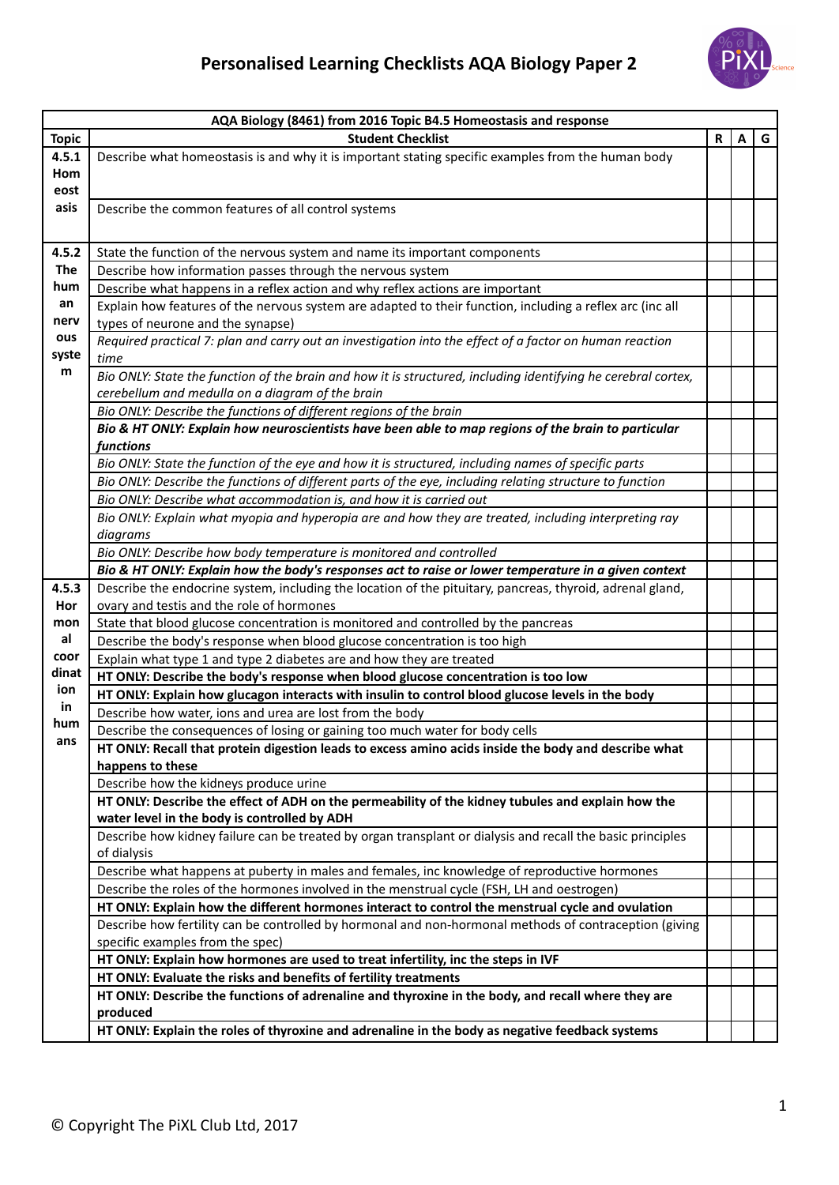# Personalised Learning Checklists AQA Biology Paper 2

| AQA Biology (8461) from 2016 Topic B4.5 Homeostasis and response | | | | |
|---|---|---|---|---|
| **Topic** | **Student Checklist** | **R** | **A** | **G** |
| **4.5.1 Homeostasis** | Describe what homeostasis is and why it is important stating specific examples from the human body | | | |
| | Describe the common features of all control systems | | | |
| **4.5.2 The human nervous system** | State the function of the nervous system and name its important components | | | |
| | Describe how information passes through the nervous system | | | |
| | Describe what happens in a reflex action and why reflex actions are important | | | |
| | Explain how features of the nervous system are adapted to their function, including a reflex arc (inc all types of neurone and the synapse) | | | |
| | *Required practical 7: plan and carry out an investigation into the effect of a factor on human reaction time* | | | |
| | *Bio ONLY: State the function of the brain and how it is structured, including identifying he cerebral cortex, cerebellum and medulla on a diagram of the brain* | | | |
| | *Bio ONLY: Describe the functions of different regions of the brain* | | | |
| | ***Bio & HT ONLY: Explain how neuroscientists have been able to map regions of the brain to particular functions*** | | | |
| | *Bio ONLY: State the function of the eye and how it is structured, including names of specific parts* | | | |
| | *Bio ONLY: Describe the functions of different parts of the eye, including relating structure to function* | | | |
| | *Bio ONLY: Describe what accommodation is, and how it is carried out* | | | |
| | *Bio ONLY: Explain what myopia and hyperopia are and how they are treated, including interpreting ray diagrams* | | | |
| | *Bio ONLY: Describe how body temperature is monitored and controlled* | | | |
| | ***Bio & HT ONLY: Explain how the body's responses act to raise or lower temperature in a given context*** | | | |
| **4.5.3 Hormonal coordination in humans** | Describe the endocrine system, including the location of the pituitary, pancreas, thyroid, adrenal gland, ovary and testis and the role of hormones | | | |
| | State that blood glucose concentration is monitored and controlled by the pancreas | | | |
| | Describe the body's response when blood glucose concentration is too high | | | |
| | Explain what type 1 and type 2 diabetes are and how they are treated | | | |
| | **HT ONLY: Describe the body's response when blood glucose concentration is too low** | | | |
| | **HT ONLY: Explain how glucagon interacts with insulin to control blood glucose levels in the body** | | | |
| | Describe how water, ions and urea are lost from the body | | | |
| | Describe the consequences of losing or gaining too much water for body cells | | | |
| | **HT ONLY: Recall that protein digestion leads to excess amino acids inside the body and describe what happens to these** | | | |
| | Describe how the kidneys produce urine | | | |
| | **HT ONLY: Describe the effect of ADH on the permeability of the kidney tubules and explain how the water level in the body is controlled by ADH** | | | |
| | Describe how kidney failure can be treated by organ transplant or dialysis and recall the basic principles of dialysis | | | |
| | Describe what happens at puberty in males and females, inc knowledge of reproductive hormones | | | |
| | Describe the roles of the hormones involved in the menstrual cycle (FSH, LH and oestrogen) | | | |
| | **HT ONLY: Explain how the different hormones interact to control the menstrual cycle and ovulation** | | | |
| | Describe how fertility can be controlled by hormonal and non-hormonal methods of contraception (giving specific examples from the spec) | | | |
| | **HT ONLY: Explain how hormones are used to treat infertility, inc the steps in IVF** | | | |
| | **HT ONLY: Evaluate the risks and benefits of fertility treatments** | | | |
| | **HT ONLY: Describe the functions of adrenaline and thyroxine in the body, and recall where they are produced** | | | |
| | **HT ONLY: Explain the roles of thyroxine and adrenaline in the body as negative feedback systems** | | | |

© Copyright The PiXL Club Ltd, 2017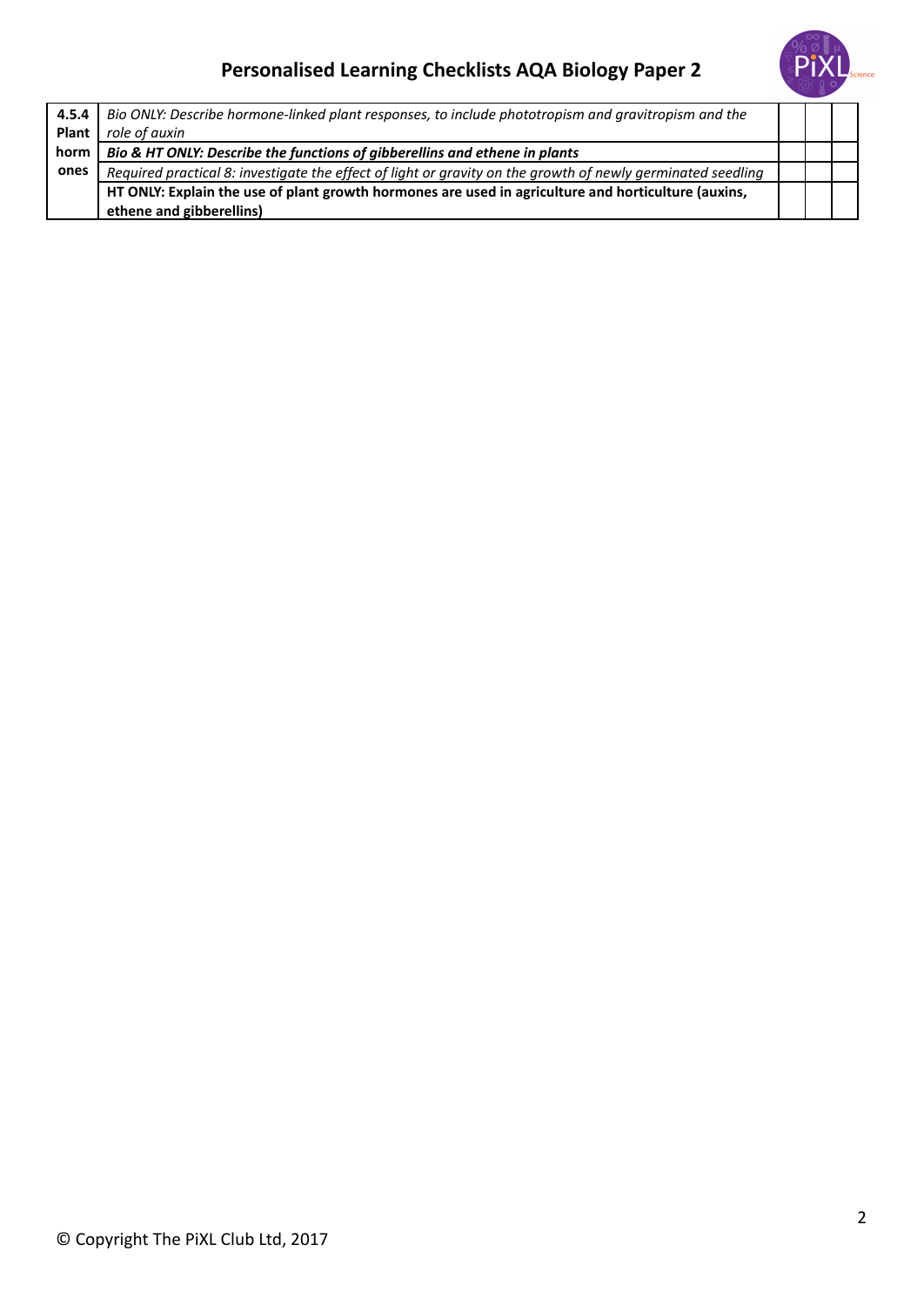| 4.5.4 Plant hormones | *Bio ONLY: Describe hormone-linked plant responses, to include phototropism and gravitropism and the role of auxin* | | | |
|---|---|---|---|---|
| | ***Bio & HT ONLY: Describe the functions of gibberellins and ethene in plants*** | | | |
| | *Required practical 8: investigate the effect of light or gravity on the growth of newly germinated seedling* | | | |
| | **HT ONLY: Explain the use of plant growth hormones are used in agriculture and horticulture (auxins, ethene and gibberellins)** | | | |

© Copyright The PiXL Club Ltd, 2017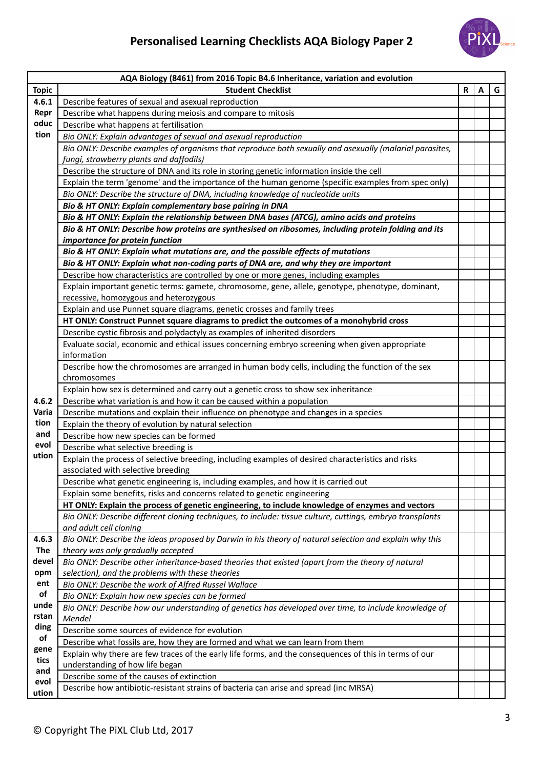# Personalised Learning Checklists AQA Biology Paper 2

| AQA Biology (8461) from 2016 Topic B4.6 Inheritance, variation and evolution | | | | |
|---|---|---|---|---|
| **Topic** | **Student Checklist** | **R** | **A** | **G** |
| **4.6.1 Reproduction** | Describe features of sexual and asexual reproduction | | | |
| | Describe what happens during meiosis and compare to mitosis | | | |
| | Describe what happens at fertilisation | | | |
| | *Bio ONLY: Explain advantages of sexual and asexual reproduction* | | | |
| | *Bio ONLY: Describe examples of organisms that reproduce both sexually and asexually (malarial parasites, fungi, strawberry plants and daffodils)* | | | |
| | Describe the structure of DNA and its role in storing genetic information inside the cell | | | |
| | Explain the term 'genome' and the importance of the human genome (specific examples from spec only) | | | |
| | *Bio ONLY: Describe the structure of DNA, including knowledge of nucleotide units* | | | |
| | ***Bio & HT ONLY: Explain complementary base pairing in DNA*** | | | |
| | ***Bio & HT ONLY: Explain the relationship between DNA bases (ATCG), amino acids and proteins*** | | | |
| | ***Bio & HT ONLY: Describe how proteins are synthesised on ribosomes, including protein folding and its importance for protein function*** | | | |
| | ***Bio & HT ONLY: Explain what mutations are, and the possible effects of mutations*** | | | |
| | ***Bio & HT ONLY: Explain what non-coding parts of DNA are, and why they are important*** | | | |
| | Describe how characteristics are controlled by one or more genes, including examples | | | |
| | Explain important genetic terms: gamete, chromosome, gene, allele, genotype, phenotype, dominant, recessive, homozygous and heterozygous | | | |
| | Explain and use Punnet square diagrams, genetic crosses and family trees | | | |
| | **HT ONLY: Construct Punnet square diagrams to predict the outcomes of a monohybrid cross** | | | |
| | Describe cystic fibrosis and polydactyly as examples of inherited disorders | | | |
| | Evaluate social, economic and ethical issues concerning embryo screening when given appropriate information | | | |
| | Describe how the chromosomes are arranged in human body cells, including the function of the sex chromosomes | | | |
| | Explain how sex is determined and carry out a genetic cross to show sex inheritance | | | |
| **4.6.2 Variation and evolution** | Describe what variation is and how it can be caused within a population | | | |
| | Describe mutations and explain their influence on phenotype and changes in a species | | | |
| | Explain the theory of evolution by natural selection | | | |
| | Describe how new species can be formed | | | |
| | Describe what selective breeding is | | | |
| | Explain the process of selective breeding, including examples of desired characteristics and risks associated with selective breeding | | | |
| | Describe what genetic engineering is, including examples, and how it is carried out | | | |
| | Explain some benefits, risks and concerns related to genetic engineering | | | |
| | **HT ONLY: Explain the process of genetic engineering, to include knowledge of enzymes and vectors** | | | |
| | *Bio ONLY: Describe different cloning techniques, to include: tissue culture, cuttings, embryo transplants and adult cell cloning* | | | |
| **4.6.3 The development of understanding of genetics and evolution** | *Bio ONLY: Describe the ideas proposed by Darwin in his theory of natural selection and explain why this theory was only gradually accepted* | | | |
| | *Bio ONLY: Describe other inheritance-based theories that existed (apart from the theory of natural selection), and the problems with these theories* | | | |
| | *Bio ONLY: Describe the work of Alfred Russel Wallace* | | | |
| | *Bio ONLY: Explain how new species can be formed* | | | |
| | *Bio ONLY: Describe how our understanding of genetics has developed over time, to include knowledge of Mendel* | | | |
| | Describe some sources of evidence for evolution | | | |
| | Describe what fossils are, how they are formed and what we can learn from them | | | |
| | Explain why there are few traces of the early life forms, and the consequences of this in terms of our understanding of how life began | | | |
| | Describe some of the causes of extinction | | | |
| | Describe how antibiotic-resistant strains of bacteria can arise and spread (inc MRSA) | | | |

© Copyright The PiXL Club Ltd, 2017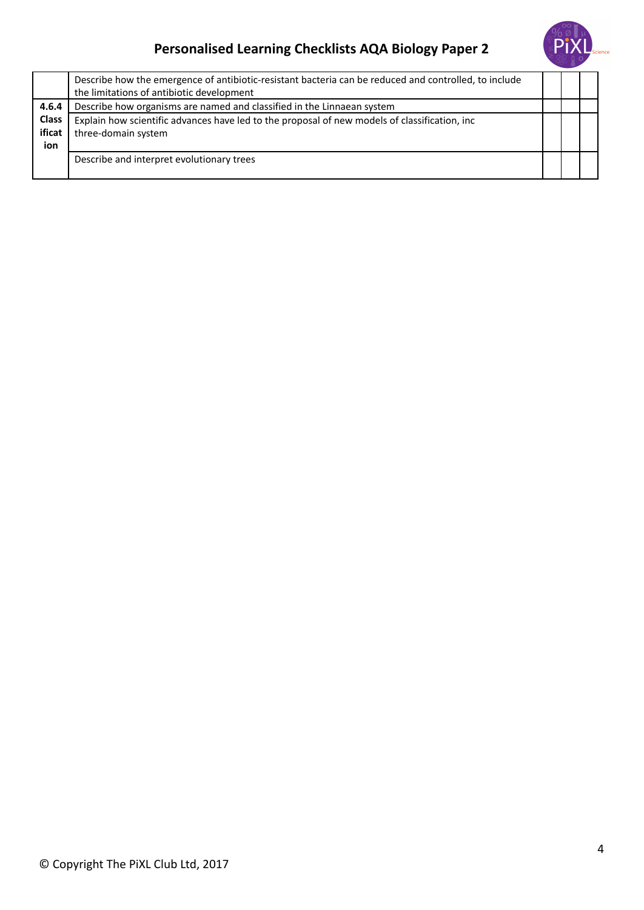| | | | | |
|---|---|---|---|---|
| | Describe how the emergence of antibiotic-resistant bacteria can be reduced and controlled, to include the limitations of antibiotic development | | | |
| **4.6.4 Classification** | Describe how organisms are named and classified in the Linnaean system | | | |
| | Explain how scientific advances have led to the proposal of new models of classification, inc three-domain system | | | |
| | Describe and interpret evolutionary trees | | | |

© Copyright The PiXL Club Ltd, 2017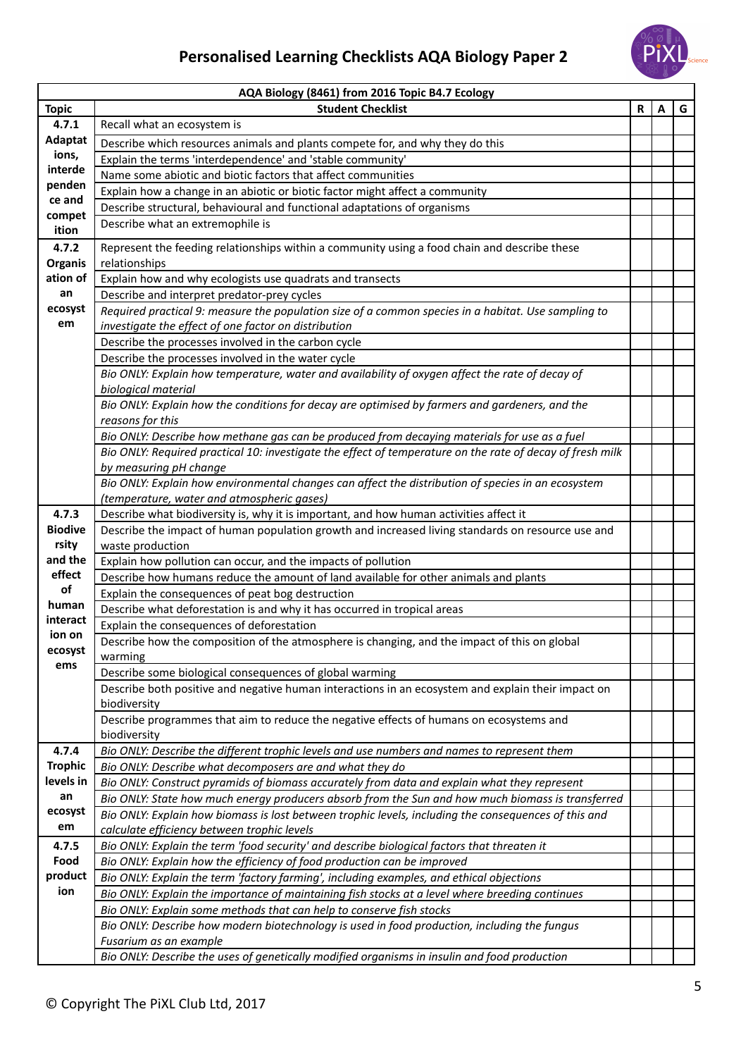# Personalised Learning Checklists AQA Biology Paper 2

| AQA Biology (8461) from 2016 Topic B4.7 Ecology | | | | |
|---|---|---|---|---|
| **Topic** | **Student Checklist** | **R** | **A** | **G** |
| **4.7.1 Adaptations, interdependence and competition** | Recall what an ecosystem is | | | |
| | Describe which resources animals and plants compete for, and why they do this | | | |
| | Explain the terms 'interdependence' and 'stable community' | | | |
| | Name some abiotic and biotic factors that affect communities | | | |
| | Explain how a change in an abiotic or biotic factor might affect a community | | | |
| | Describe structural, behavioural and functional adaptations of organisms | | | |
| | Describe what an extremophile is | | | |
| **4.7.2 Organisation of an ecosystem** | Represent the feeding relationships within a community using a food chain and describe these relationships | | | |
| | Explain how and why ecologists use quadrats and transects | | | |
| | Describe and interpret predator-prey cycles | | | |
| | *Required practical 9: measure the population size of a common species in a habitat. Use sampling to investigate the effect of one factor on distribution* | | | |
| | Describe the processes involved in the carbon cycle | | | |
| | Describe the processes involved in the water cycle | | | |
| | *Bio ONLY: Explain how temperature, water and availability of oxygen affect the rate of decay of biological material* | | | |
| | *Bio ONLY: Explain how the conditions for decay are optimised by farmers and gardeners, and the reasons for this* | | | |
| | *Bio ONLY: Describe how methane gas can be produced from decaying materials for use as a fuel* | | | |
| | *Bio ONLY: Required practical 10: investigate the effect of temperature on the rate of decay of fresh milk by measuring pH change* | | | |
| | *Bio ONLY: Explain how environmental changes can affect the distribution of species in an ecosystem (temperature, water and atmospheric gases)* | | | |
| **4.7.3 Biodiversity and the effect of human interaction on ecosystems** | Describe what biodiversity is, why it is important, and how human activities affect it | | | |
| | Describe the impact of human population growth and increased living standards on resource use and waste production | | | |
| | Explain how pollution can occur, and the impacts of pollution | | | |
| | Describe how humans reduce the amount of land available for other animals and plants | | | |
| | Explain the consequences of peat bog destruction | | | |
| | Describe what deforestation is and why it has occurred in tropical areas | | | |
| | Explain the consequences of deforestation | | | |
| | Describe how the composition of the atmosphere is changing, and the impact of this on global warming | | | |
| | Describe some biological consequences of global warming | | | |
| | Describe both positive and negative human interactions in an ecosystem and explain their impact on biodiversity | | | |
| | Describe programmes that aim to reduce the negative effects of humans on ecosystems and biodiversity | | | |
| **4.7.4 Trophic levels in an ecosystem** | *Bio ONLY: Describe the different trophic levels and use numbers and names to represent them* | | | |
| | *Bio ONLY: Describe what decomposers are and what they do* | | | |
| | *Bio ONLY: Construct pyramids of biomass accurately from data and explain what they represent* | | | |
| | *Bio ONLY: State how much energy producers absorb from the Sun and how much biomass is transferred* | | | |
| | *Bio ONLY: Explain how biomass is lost between trophic levels, including the consequences of this and calculate efficiency between trophic levels* | | | |
| **4.7.5 Food production** | *Bio ONLY: Explain the term 'food security' and describe biological factors that threaten it* | | | |
| | *Bio ONLY: Explain how the efficiency of food production can be improved* | | | |
| | *Bio ONLY: Explain the term 'factory farming', including examples, and ethical objections* | | | |
| | *Bio ONLY: Explain the importance of maintaining fish stocks at a level where breeding continues* | | | |
| | *Bio ONLY: Explain some methods that can help to conserve fish stocks* | | | |
| | *Bio ONLY: Describe how modern biotechnology is used in food production, including the fungus Fusarium as an example* | | | |
| | *Bio ONLY: Describe the uses of genetically modified organisms in insulin and food production* | | | |

© Copyright The PiXL Club Ltd, 2017